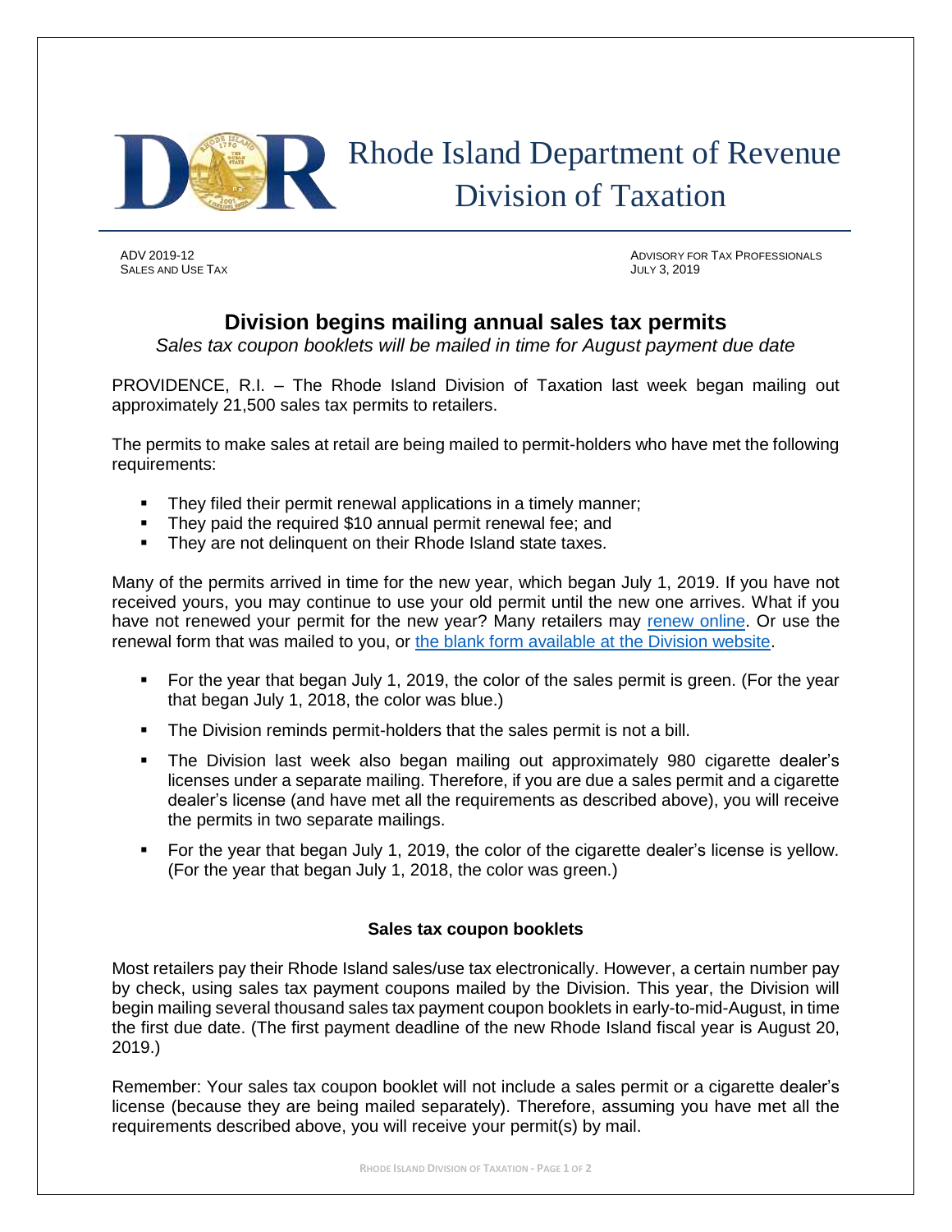# Rhode Island Department of Revenue Division of Taxation

ADV 2019-12
SALES AND USE TAX

ADVISORY FOR TAX PROFESSIONALS
JULY 3, 2019

## Division begins mailing annual sales tax permits

*Sales tax coupon booklets will be mailed in time for August payment due date*

PROVIDENCE, R.I. – The Rhode Island Division of Taxation last week began mailing out approximately 21,500 sales tax permits to retailers.

The permits to make sales at retail are being mailed to permit-holders who have met the following requirements:

- They filed their permit renewal applications in a timely manner;
- They paid the required $10 annual permit renewal fee; and
- They are not delinquent on their Rhode Island state taxes.

Many of the permits arrived in time for the new year, which began July 1, 2019. If you have not received yours, you may continue to use your old permit until the new one arrives. What if you have not renewed your permit for the new year? Many retailers may renew online. Or use the renewal form that was mailed to you, or the blank form available at the Division website.

- For the year that began July 1, 2019, the color of the sales permit is green. (For the year that began July 1, 2018, the color was blue.)
- The Division reminds permit-holders that the sales permit is not a bill.
- The Division last week also began mailing out approximately 980 cigarette dealer's licenses under a separate mailing. Therefore, if you are due a sales permit and a cigarette dealer's license (and have met all the requirements as described above), you will receive the permits in two separate mailings.
- For the year that began July 1, 2019, the color of the cigarette dealer's license is yellow. (For the year that began July 1, 2018, the color was green.)

### Sales tax coupon booklets

Most retailers pay their Rhode Island sales/use tax electronically. However, a certain number pay by check, using sales tax payment coupons mailed by the Division. This year, the Division will begin mailing several thousand sales tax payment coupon booklets in early-to-mid-August, in time the first due date. (The first payment deadline of the new Rhode Island fiscal year is August 20, 2019.)

Remember: Your sales tax coupon booklet will not include a sales permit or a cigarette dealer's license (because they are being mailed separately). Therefore, assuming you have met all the requirements described above, you will receive your permit(s) by mail.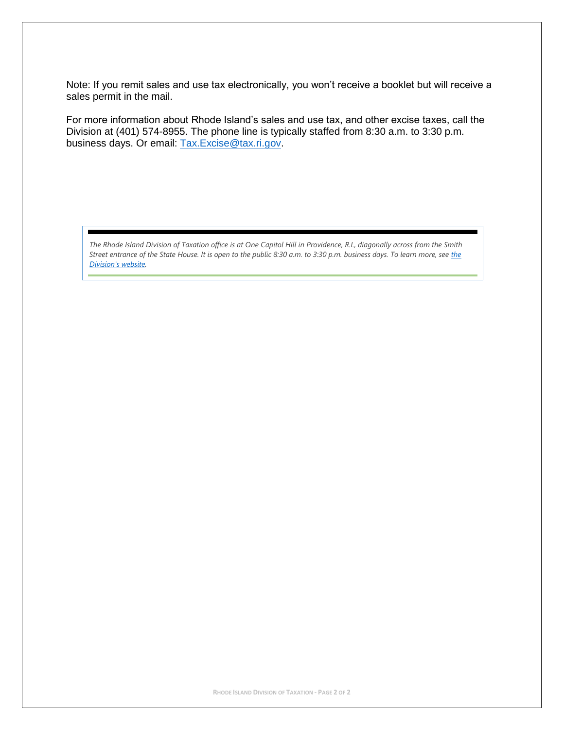Note: If you remit sales and use tax electronically, you won't receive a booklet but will receive a sales permit in the mail.

For more information about Rhode Island's sales and use tax, and other excise taxes, call the Division at (401) 574-8955. The phone line is typically staffed from 8:30 a.m. to 3:30 p.m. business days. Or email: Tax.Excise@tax.ri.gov.

*The Rhode Island Division of Taxation office is at One Capitol Hill in Providence, R.I., diagonally across from the Smith Street entrance of the State House. It is open to the public 8:30 a.m. to 3:30 p.m. business days. To learn more, see the Division's website.*